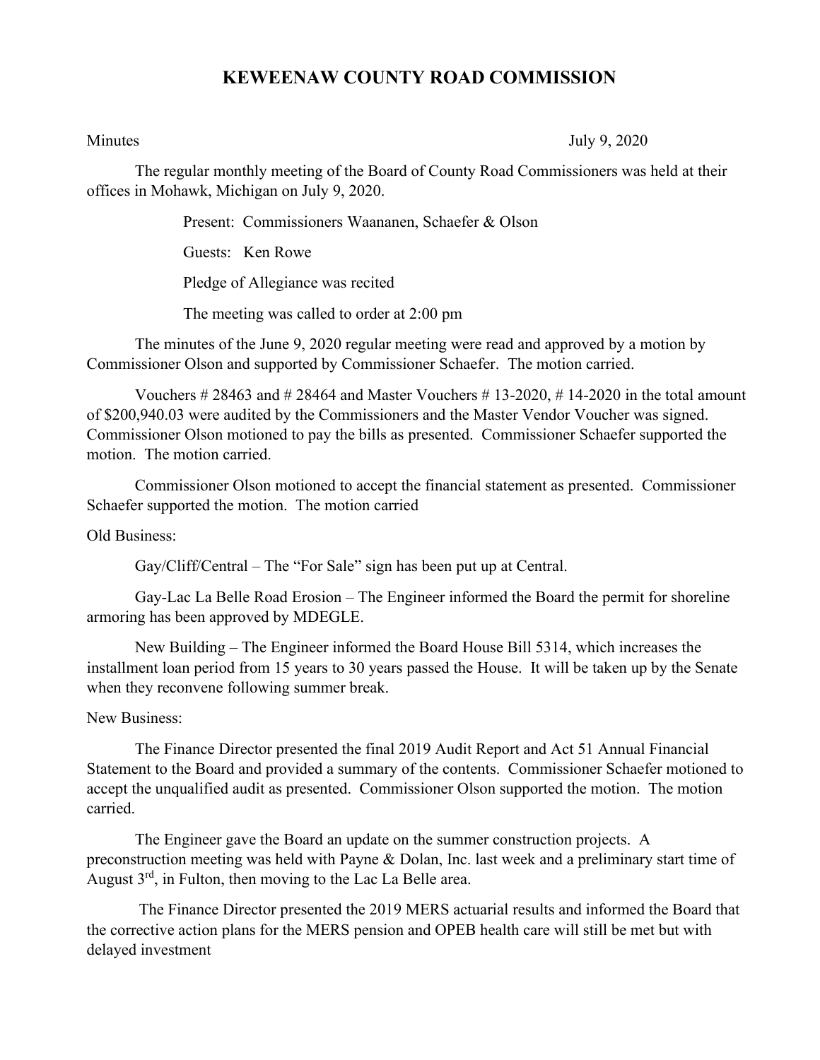# KEWEENAW COUNTY ROAD COMMISSION

Minutes July 9, 2020

The regular monthly meeting of the Board of County Road Commissioners was held at their offices in Mohawk, Michigan on July 9, 2020.

Present: Commissioners Waananen, Schaefer & Olson

Guests: Ken Rowe

Pledge of Allegiance was recited

The meeting was called to order at 2:00 pm

The minutes of the June 9, 2020 regular meeting were read and approved by a motion by Commissioner Olson and supported by Commissioner Schaefer. The motion carried.

Vouchers # 28463 and # 28464 and Master Vouchers # 13-2020, # 14-2020 in the total amount of $200,940.03 were audited by the Commissioners and the Master Vendor Voucher was signed. Commissioner Olson motioned to pay the bills as presented. Commissioner Schaefer supported the motion. The motion carried.

Commissioner Olson motioned to accept the financial statement as presented. Commissioner Schaefer supported the motion. The motion carried

Old Business:

Gay/Cliff/Central – The "For Sale" sign has been put up at Central.

Gay-Lac La Belle Road Erosion – The Engineer informed the Board the permit for shoreline armoring has been approved by MDEGLE.

New Building – The Engineer informed the Board House Bill 5314, which increases the installment loan period from 15 years to 30 years passed the House. It will be taken up by the Senate when they reconvene following summer break.

New Business:

The Finance Director presented the final 2019 Audit Report and Act 51 Annual Financial Statement to the Board and provided a summary of the contents. Commissioner Schaefer motioned to accept the unqualified audit as presented. Commissioner Olson supported the motion. The motion carried.

The Engineer gave the Board an update on the summer construction projects. A preconstruction meeting was held with Payne & Dolan, Inc. last week and a preliminary start time of August 3rd, in Fulton, then moving to the Lac La Belle area.

The Finance Director presented the 2019 MERS actuarial results and informed the Board that the corrective action plans for the MERS pension and OPEB health care will still be met but with delayed investment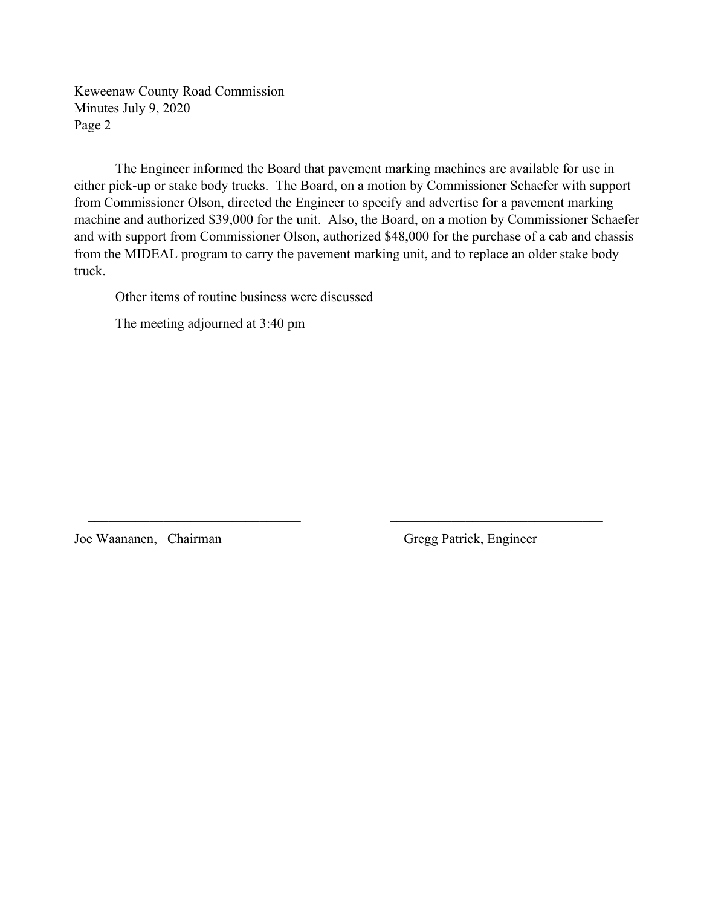The Engineer informed the Board that pavement marking machines are available for use in either pick-up or stake body trucks. The Board, on a motion by Commissioner Schaefer with support from Commissioner Olson, directed the Engineer to specify and advertise for a pavement marking machine and authorized $39,000 for the unit. Also, the Board, on a motion by Commissioner Schaefer and with support from Commissioner Olson, authorized $48,000 for the purchase of a cab and chassis from the MIDEAL program to carry the pavement marking unit, and to replace an older stake body truck.

Other items of routine business were discussed

The meeting adjourned at 3:40 pm

| | |
|---|---|
| ______________________________ | ______________________________ |
| Joe Waananen, Chairman | Gregg Patrick, Engineer |